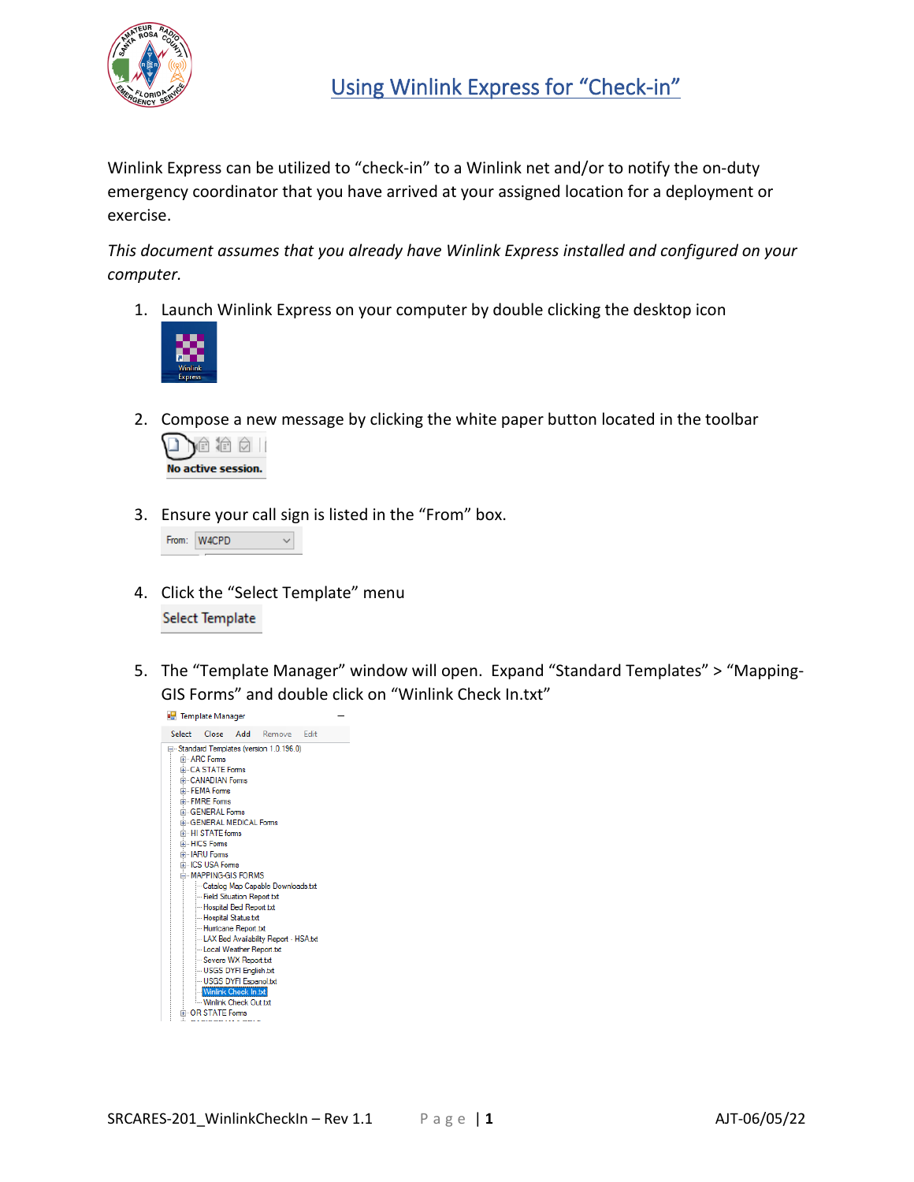# Using Winlink Express for "Check-in"

Winlink Express can be utilized to "check-in" to a Winlink net and/or to notify the on-duty emergency coordinator that you have arrived at your assigned location for a deployment or exercise.

*This document assumes that you already have Winlink Express installed and configured on your computer.*

1. Launch Winlink Express on your computer by double clicking the desktop icon

2. Compose a new message by clicking the white paper button located in the toolbar

3. Ensure your call sign is listed in the "From" box.

4. Click the "Select Template" menu

5. The "Template Manager" window will open. Expand "Standard Templates" > "Mapping-GIS Forms" and double click on "Winlink Check In.txt"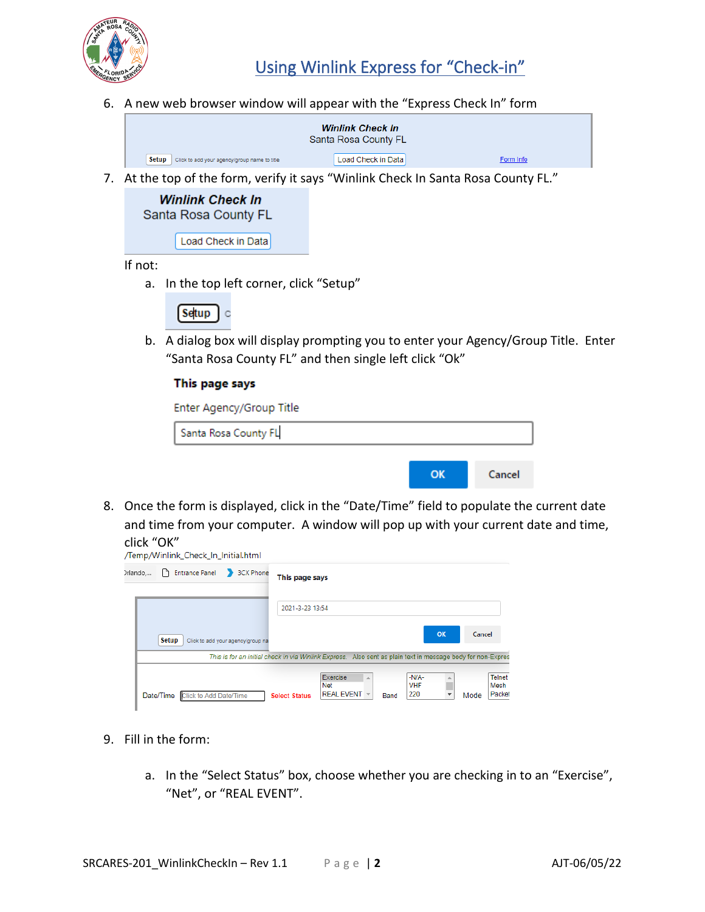6. A new web browser window will appear with the "Express Check In" form

7. At the top of the form, verify it says "Winlink Check In Santa Rosa County FL."

   If not:

   a. In the top left corner, click "Setup"

   b. A dialog box will display prompting you to enter your Agency/Group Title. Enter "Santa Rosa County FL" and then single left click "Ok"

8. Once the form is displayed, click in the "Date/Time" field to populate the current date and time from your computer. A window will pop up with your current date and time, click "OK"

9. Fill in the form:

   a. In the "Select Status" box, choose whether you are checking in to an "Exercise", "Net", or "REAL EVENT".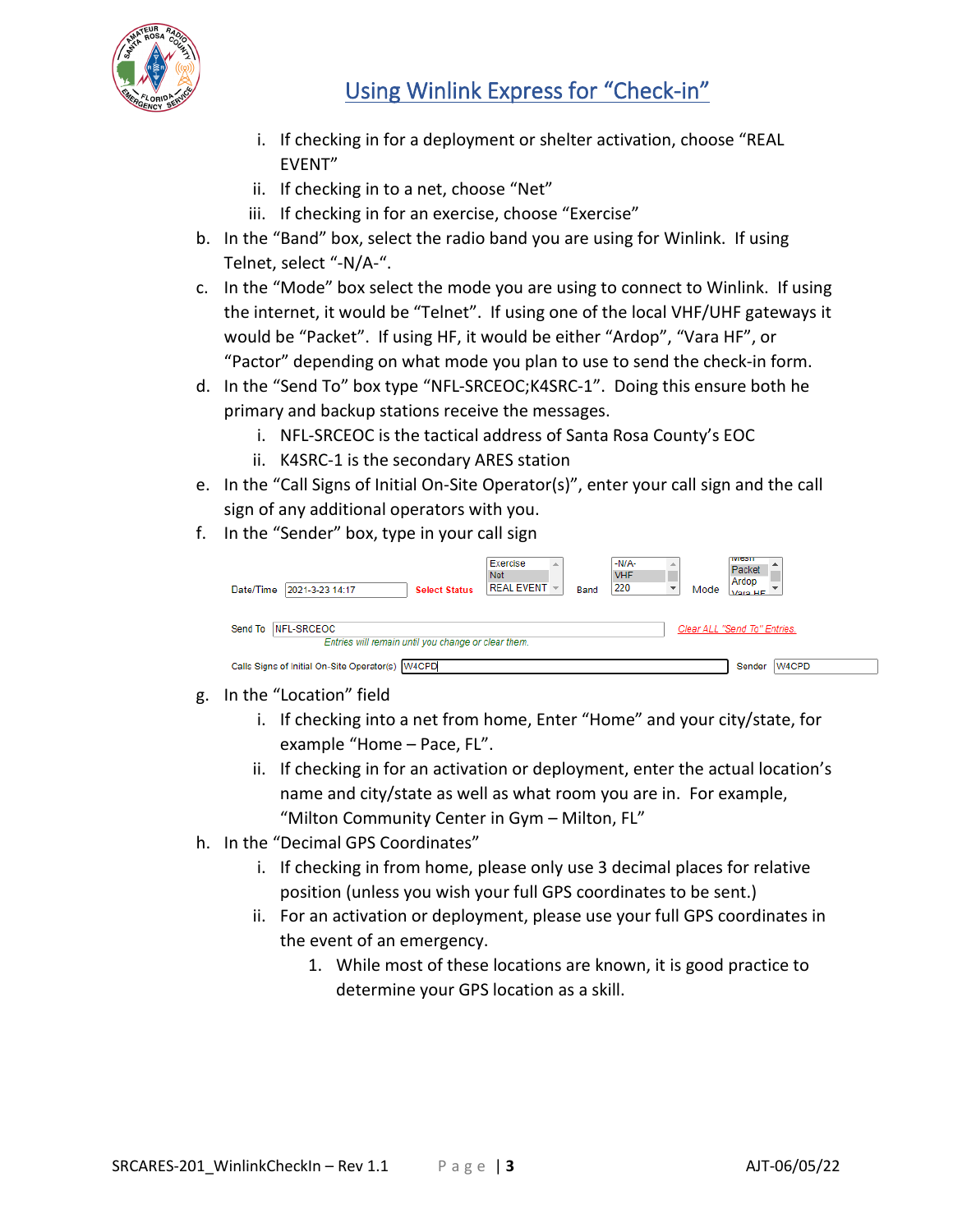i. If checking in for a deployment or shelter activation, choose "REAL EVENT"
ii. If checking in to a net, choose "Net"
iii. If checking in for an exercise, choose "Exercise"

b. In the "Band" box, select the radio band you are using for Winlink. If using Telnet, select "-N/A-".

c. In the "Mode" box select the mode you are using to connect to Winlink. If using the internet, it would be "Telnet". If using one of the local VHF/UHF gateways it would be "Packet". If using HF, it would be either "Ardop", "Vara HF", or "Pactor" depending on what mode you plan to use to send the check-in form.

d. In the "Send To" box type "NFL-SRCEOC;K4SRC-1". Doing this ensure both he primary and backup stations receive the messages.
   i. NFL-SRCEOC is the tactical address of Santa Rosa County's EOC
   ii. K4SRC-1 is the secondary ARES station

e. In the "Call Signs of Initial On-Site Operator(s)", enter your call sign and the call sign of any additional operators with you.

f. In the "Sender" box, type in your call sign

Date/Time 2021-3-23 14:17 | Select Status: Exercise / Net / REAL EVENT | Band: -N/A- / VHF / 220 | Mode: Mesh / Packet / Ardop / Vara HF

Send To: NFL-SRCEOC — *Clear ALL "Send To" Entries.*
*Entries will remain until you change or clear them.*

Calls Signs of Initial On-Site Operator(s): W4CPD — Sender: W4CPD

g. In the "Location" field
   i. If checking into a net from home, Enter "Home" and your city/state, for example "Home – Pace, FL".
   ii. If checking in for an activation or deployment, enter the actual location's name and city/state as well as what room you are in. For example, "Milton Community Center in Gym – Milton, FL"

h. In the "Decimal GPS Coordinates"
   i. If checking in from home, please only use 3 decimal places for relative position (unless you wish your full GPS coordinates to be sent.)
   ii. For an activation or deployment, please use your full GPS coordinates in the event of an emergency.
      1. While most of these locations are known, it is good practice to determine your GPS location as a skill.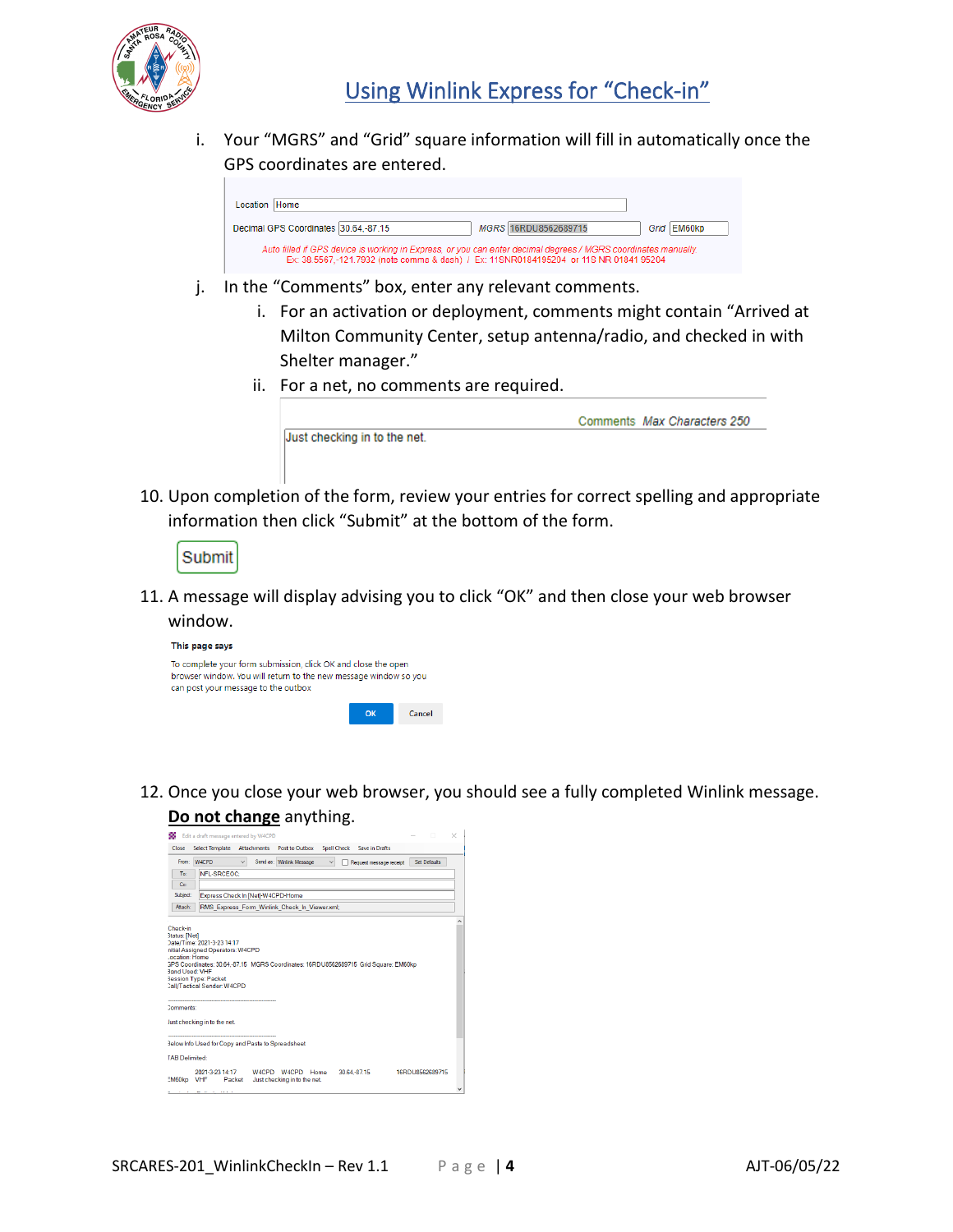i. Your "MGRS" and "Grid" square information will fill in automatically once the GPS coordinates are entered.

Location: Home

Decimal GPS Coordinates: 30.64,-87.15 MGRS: 16RDU8562689715 Grid: EM60kp

*Auto filled if GPS device is working in Express, or you can enter decimal degrees / MGRS coordinates manually*
*Ex: 38.5567,-121.7932 (note comma & dash) / Ex: 11SNR0184195204 or 11S NR 01841 95204*

j. In the "Comments" box, enter any relevant comments.

   i. For an activation or deployment, comments might contain "Arrived at Milton Community Center, setup antenna/radio, and checked in with Shelter manager."

   ii. For a net, no comments are required.

Comments *Max Characters 250*

Just checking in to the net.

10. Upon completion of the form, review your entries for correct spelling and appropriate information then click "Submit" at the bottom of the form.

Submit

11. A message will display advising you to click "OK" and then close your web browser window.

**This page says**

To complete your form submission, click OK and close the open browser window. You will return to the new message window so you can post your message to the outbox

OK Cancel

12. Once you close your web browser, you should see a fully completed Winlink message. **Do not change** anything.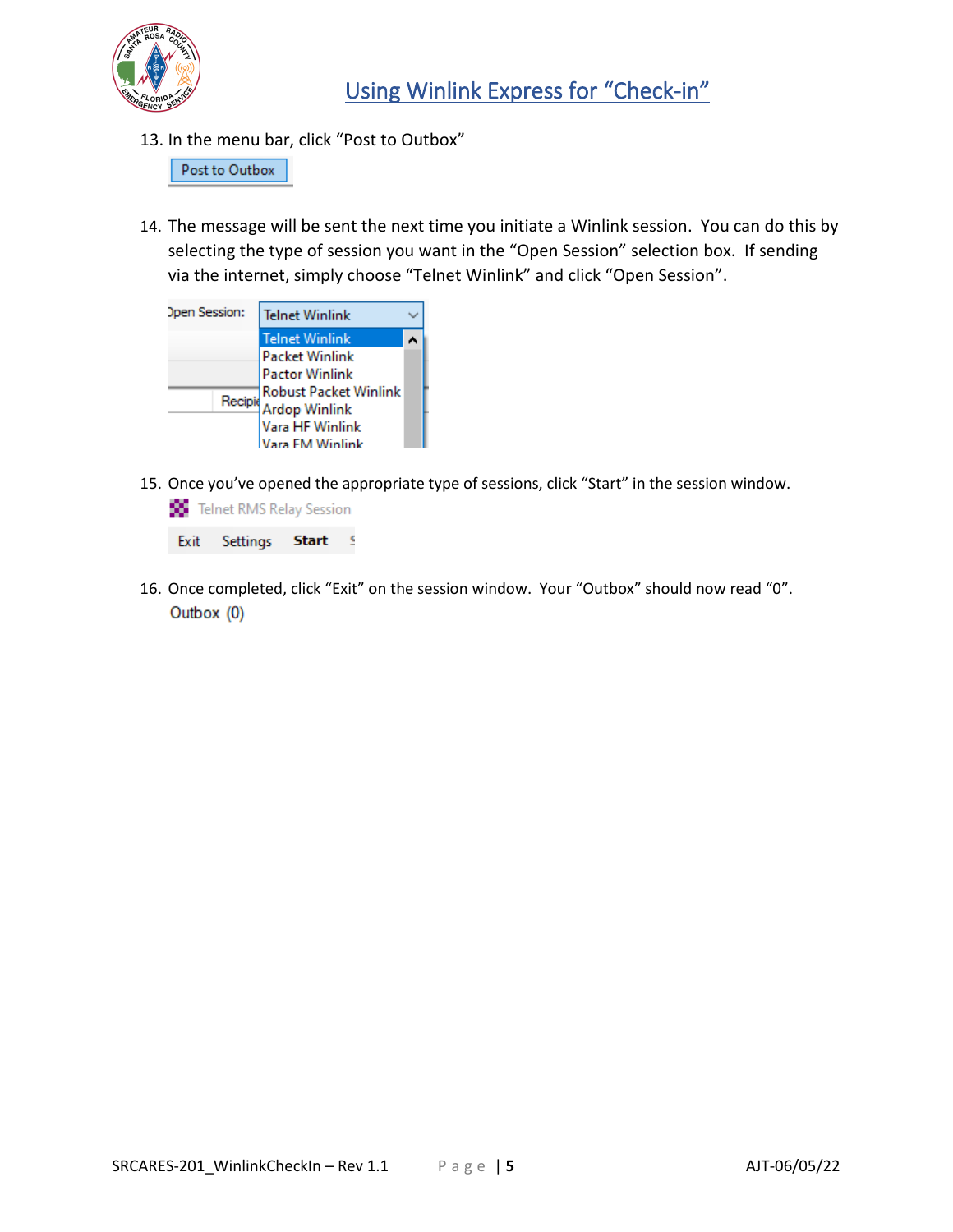13. In the menu bar, click "Post to Outbox"

    Post to Outbox

14. The message will be sent the next time you initiate a Winlink session. You can do this by selecting the type of session you want in the "Open Session" selection box. If sending via the internet, simply choose "Telnet Winlink" and click "Open Session".

    Open Session: Telnet Winlink

    Telnet Winlink
    Packet Winlink
    Pactor Winlink
    Robust Packet Winlink
    Ardop Winlink
    Vara HF Winlink
    Vara FM Winlink

15. Once you've opened the appropriate type of sessions, click "Start" in the session window.

    Telnet RMS Relay Session

    Exit Settings **Start**

16. Once completed, click "Exit" on the session window. Your "Outbox" should now read "0".

    Outbox (0)